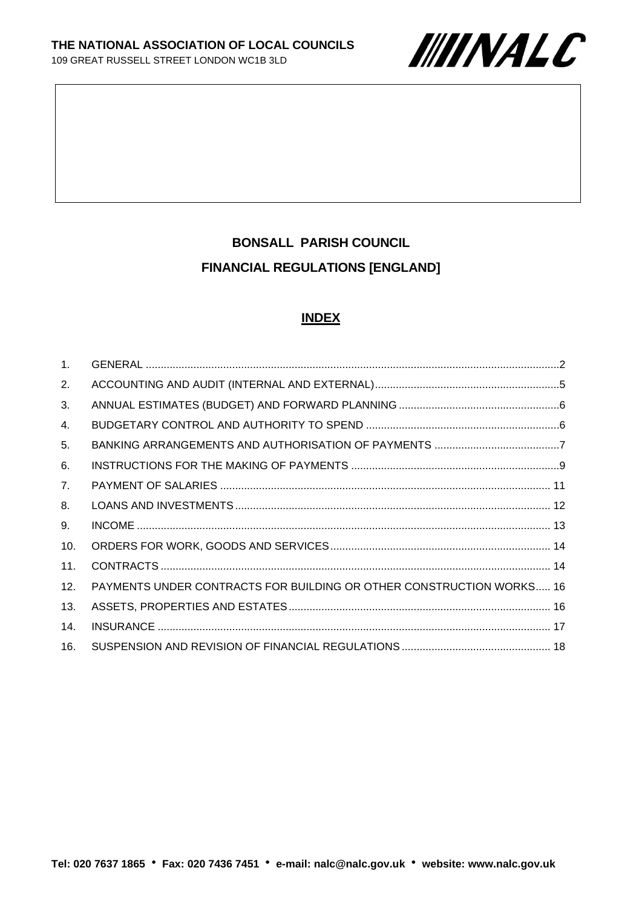**THE NATIONAL ASSOCIATION OF LOCAL COUNCILS**
109 GREAT RUSSELL STREET LONDON WC1B 3LD

# BONSALL PARISH COUNCIL

## FINANCIAL REGULATIONS [ENGLAND]

### INDEX

| | | |
|---|---|---|
| 1. | GENERAL | 2 |
| 2. | ACCOUNTING AND AUDIT (INTERNAL AND EXTERNAL) | 5 |
| 3. | ANNUAL ESTIMATES (BUDGET) AND FORWARD PLANNING | 6 |
| 4. | BUDGETARY CONTROL AND AUTHORITY TO SPEND | 6 |
| 5. | BANKING ARRANGEMENTS AND AUTHORISATION OF PAYMENTS | 7 |
| 6. | INSTRUCTIONS FOR THE MAKING OF PAYMENTS | 9 |
| 7. | PAYMENT OF SALARIES | 11 |
| 8. | LOANS AND INVESTMENTS | 12 |
| 9. | INCOME | 13 |
| 10. | ORDERS FOR WORK, GOODS AND SERVICES | 14 |
| 11. | CONTRACTS | 14 |
| 12. | PAYMENTS UNDER CONTRACTS FOR BUILDING OR OTHER CONSTRUCTION WORKS | 16 |
| 13. | ASSETS, PROPERTIES AND ESTATES | 16 |
| 14. | INSURANCE | 17 |
| 16. | SUSPENSION AND REVISION OF FINANCIAL REGULATIONS | 18 |

**Tel: 020 7637 1865 • Fax: 020 7436 7451 • e-mail: nalc@nalc.gov.uk • website: www.nalc.gov.uk**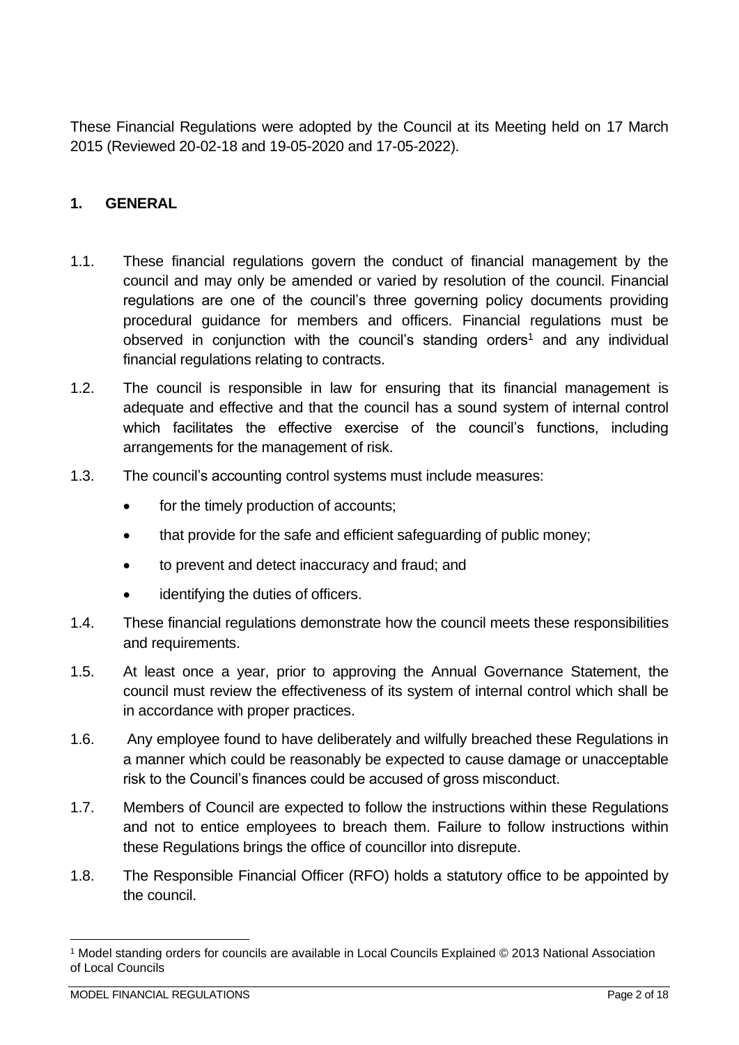These Financial Regulations were adopted by the Council at its Meeting held on 17 March 2015 (Reviewed 20-02-18 and 19-05-2020 and 17-05-2022).

## 1. GENERAL

1.1. These financial regulations govern the conduct of financial management by the council and may only be amended or varied by resolution of the council. Financial regulations are one of the council's three governing policy documents providing procedural guidance for members and officers. Financial regulations must be observed in conjunction with the council's standing orders[1] and any individual financial regulations relating to contracts.

1.2. The council is responsible in law for ensuring that its financial management is adequate and effective and that the council has a sound system of internal control which facilitates the effective exercise of the council's functions, including arrangements for the management of risk.

1.3. The council's accounting control systems must include measures:

- for the timely production of accounts;
- that provide for the safe and efficient safeguarding of public money;
- to prevent and detect inaccuracy and fraud; and
- identifying the duties of officers.

1.4. These financial regulations demonstrate how the council meets these responsibilities and requirements.

1.5. At least once a year, prior to approving the Annual Governance Statement, the council must review the effectiveness of its system of internal control which shall be in accordance with proper practices.

1.6. Any employee found to have deliberately and wilfully breached these Regulations in a manner which could be reasonably be expected to cause damage or unacceptable risk to the Council's finances could be accused of gross misconduct.

1.7. Members of Council are expected to follow the instructions within these Regulations and not to entice employees to breach them. Failure to follow instructions within these Regulations brings the office of councillor into disrepute.

1.8. The Responsible Financial Officer (RFO) holds a statutory office to be appointed by the council.

---

[1] Model standing orders for councils are available in Local Councils Explained © 2013 National Association of Local Councils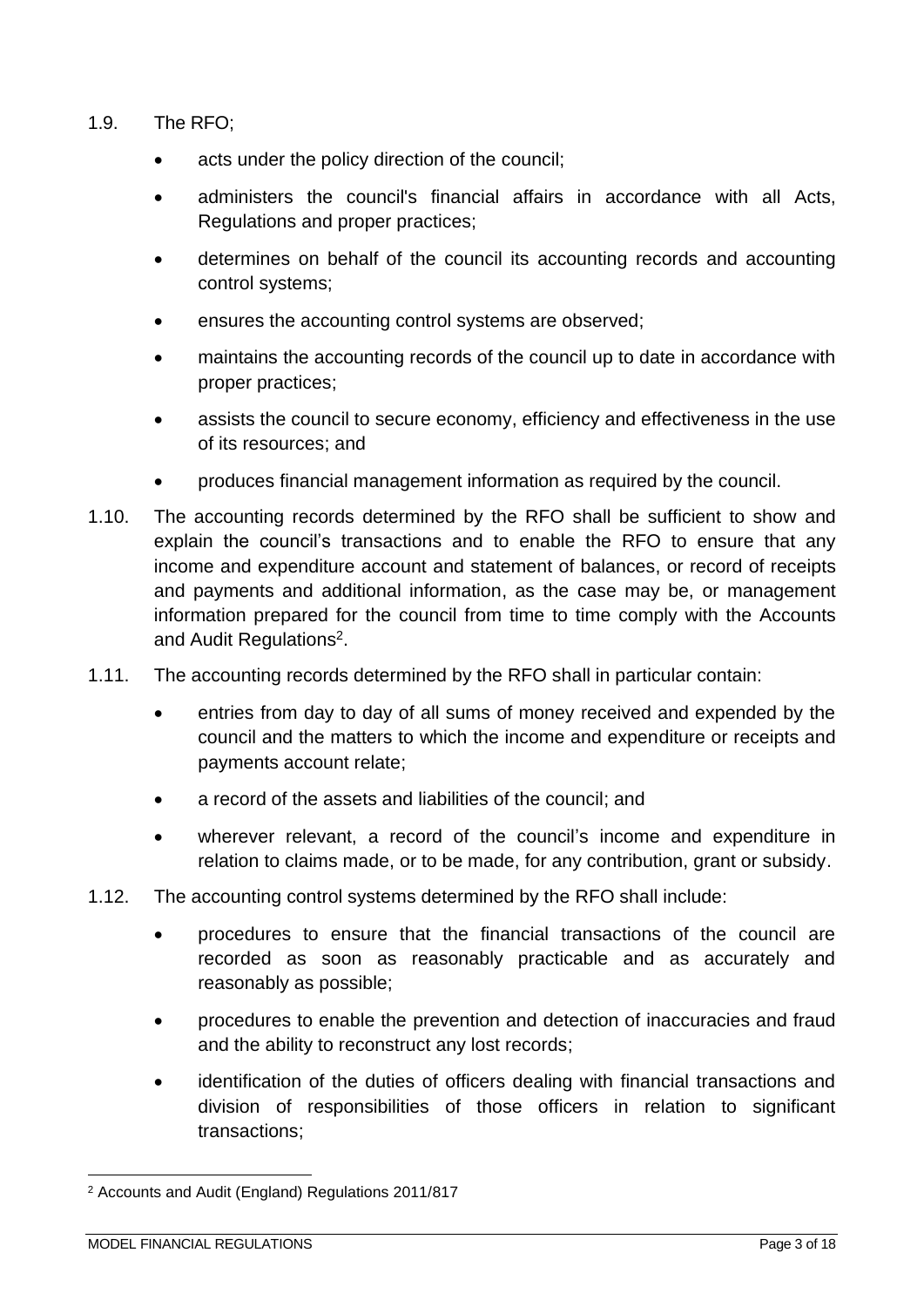1.9. The RFO;

- acts under the policy direction of the council;
- administers the council's financial affairs in accordance with all Acts, Regulations and proper practices;
- determines on behalf of the council its accounting records and accounting control systems;
- ensures the accounting control systems are observed;
- maintains the accounting records of the council up to date in accordance with proper practices;
- assists the council to secure economy, efficiency and effectiveness in the use of its resources; and
- produces financial management information as required by the council.

1.10. The accounting records determined by the RFO shall be sufficient to show and explain the council's transactions and to enable the RFO to ensure that any income and expenditure account and statement of balances, or record of receipts and payments and additional information, as the case may be, or management information prepared for the council from time to time comply with the Accounts and Audit Regulations[2].

1.11. The accounting records determined by the RFO shall in particular contain:

- entries from day to day of all sums of money received and expended by the council and the matters to which the income and expenditure or receipts and payments account relate;
- a record of the assets and liabilities of the council; and
- wherever relevant, a record of the council's income and expenditure in relation to claims made, or to be made, for any contribution, grant or subsidy.

1.12. The accounting control systems determined by the RFO shall include:

- procedures to ensure that the financial transactions of the council are recorded as soon as reasonably practicable and as accurately and reasonably as possible;
- procedures to enable the prevention and detection of inaccuracies and fraud and the ability to reconstruct any lost records;
- identification of the duties of officers dealing with financial transactions and division of responsibilities of those officers in relation to significant transactions;

[2] Accounts and Audit (England) Regulations 2011/817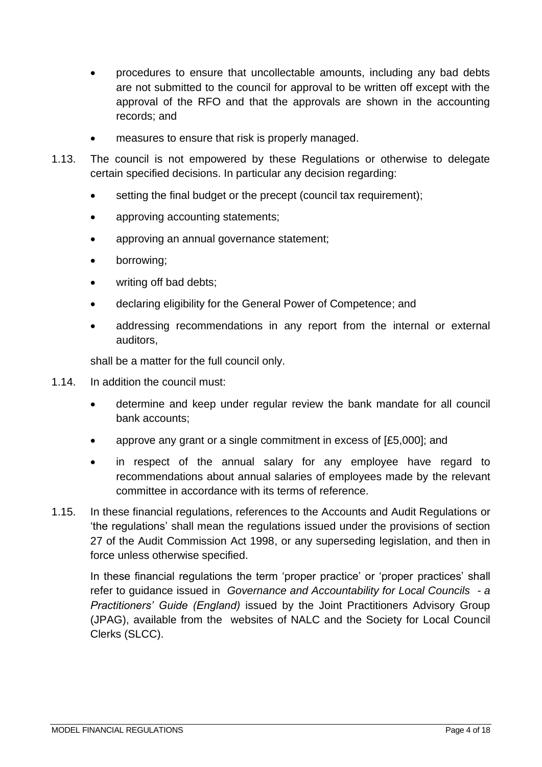- procedures to ensure that uncollectable amounts, including any bad debts are not submitted to the council for approval to be written off except with the approval of the RFO and that the approvals are shown in the accounting records; and
- measures to ensure that risk is properly managed.

1.13. The council is not empowered by these Regulations or otherwise to delegate certain specified decisions. In particular any decision regarding:

- setting the final budget or the precept (council tax requirement);
- approving accounting statements;
- approving an annual governance statement;
- borrowing;
- writing off bad debts;
- declaring eligibility for the General Power of Competence; and
- addressing recommendations in any report from the internal or external auditors,

shall be a matter for the full council only.

1.14. In addition the council must:

- determine and keep under regular review the bank mandate for all council bank accounts;
- approve any grant or a single commitment in excess of [£5,000]; and
- in respect of the annual salary for any employee have regard to recommendations about annual salaries of employees made by the relevant committee in accordance with its terms of reference.

1.15. In these financial regulations, references to the Accounts and Audit Regulations or 'the regulations' shall mean the regulations issued under the provisions of section 27 of the Audit Commission Act 1998, or any superseding legislation, and then in force unless otherwise specified.

In these financial regulations the term 'proper practice' or 'proper practices' shall refer to guidance issued in *Governance and Accountability for Local Councils - a Practitioners' Guide (England)* issued by the Joint Practitioners Advisory Group (JPAG), available from the websites of NALC and the Society for Local Council Clerks (SLCC).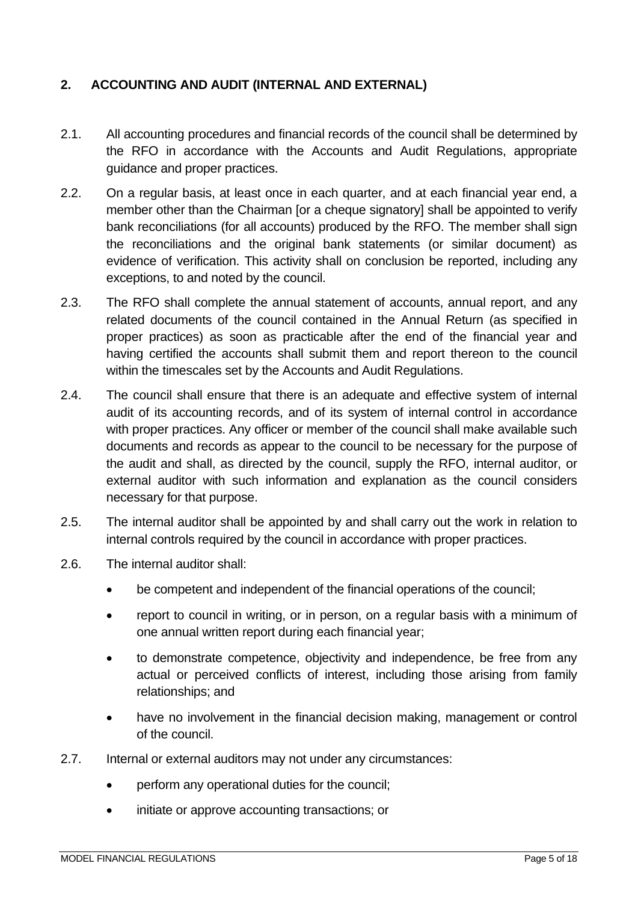## 2. ACCOUNTING AND AUDIT (INTERNAL AND EXTERNAL)

2.1. All accounting procedures and financial records of the council shall be determined by the RFO in accordance with the Accounts and Audit Regulations, appropriate guidance and proper practices.

2.2. On a regular basis, at least once in each quarter, and at each financial year end, a member other than the Chairman [or a cheque signatory] shall be appointed to verify bank reconciliations (for all accounts) produced by the RFO. The member shall sign the reconciliations and the original bank statements (or similar document) as evidence of verification. This activity shall on conclusion be reported, including any exceptions, to and noted by the council.

2.3. The RFO shall complete the annual statement of accounts, annual report, and any related documents of the council contained in the Annual Return (as specified in proper practices) as soon as practicable after the end of the financial year and having certified the accounts shall submit them and report thereon to the council within the timescales set by the Accounts and Audit Regulations.

2.4. The council shall ensure that there is an adequate and effective system of internal audit of its accounting records, and of its system of internal control in accordance with proper practices. Any officer or member of the council shall make available such documents and records as appear to the council to be necessary for the purpose of the audit and shall, as directed by the council, supply the RFO, internal auditor, or external auditor with such information and explanation as the council considers necessary for that purpose.

2.5. The internal auditor shall be appointed by and shall carry out the work in relation to internal controls required by the council in accordance with proper practices.

2.6. The internal auditor shall:

- be competent and independent of the financial operations of the council;
- report to council in writing, or in person, on a regular basis with a minimum of one annual written report during each financial year;
- to demonstrate competence, objectivity and independence, be free from any actual or perceived conflicts of interest, including those arising from family relationships; and
- have no involvement in the financial decision making, management or control of the council.

2.7. Internal or external auditors may not under any circumstances:

- perform any operational duties for the council;
- initiate or approve accounting transactions; or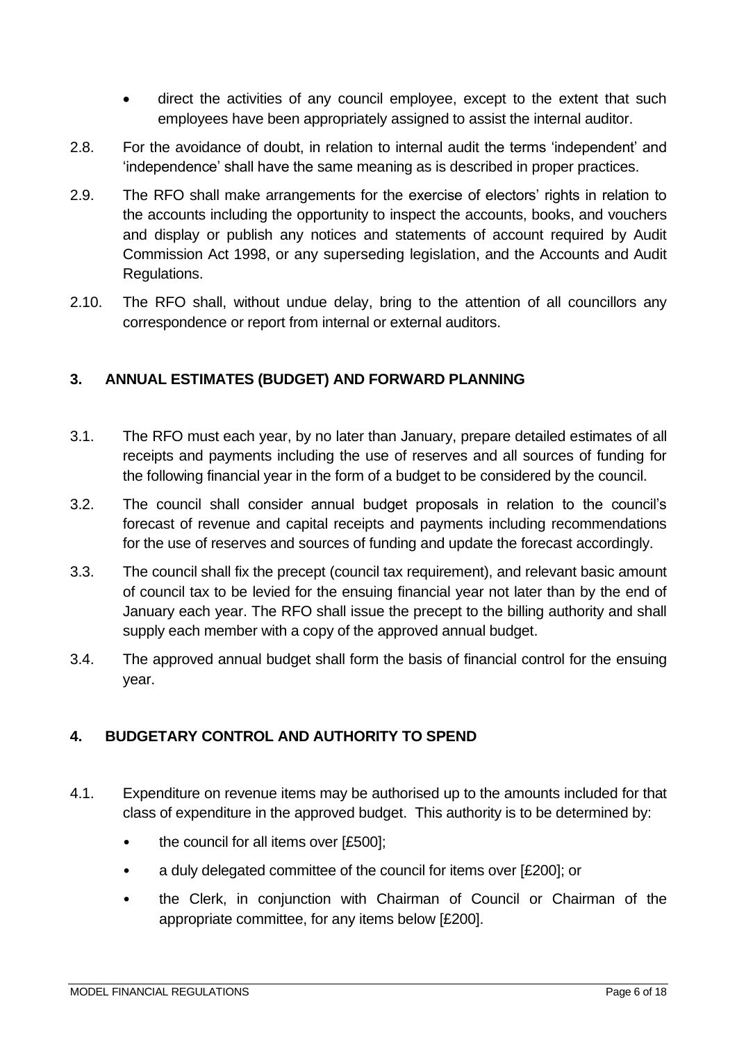- direct the activities of any council employee, except to the extent that such employees have been appropriately assigned to assist the internal auditor.

2.8. For the avoidance of doubt, in relation to internal audit the terms 'independent' and 'independence' shall have the same meaning as is described in proper practices.

2.9. The RFO shall make arrangements for the exercise of electors' rights in relation to the accounts including the opportunity to inspect the accounts, books, and vouchers and display or publish any notices and statements of account required by Audit Commission Act 1998, or any superseding legislation, and the Accounts and Audit Regulations.

2.10. The RFO shall, without undue delay, bring to the attention of all councillors any correspondence or report from internal or external auditors.

## 3. ANNUAL ESTIMATES (BUDGET) AND FORWARD PLANNING

3.1. The RFO must each year, by no later than January, prepare detailed estimates of all receipts and payments including the use of reserves and all sources of funding for the following financial year in the form of a budget to be considered by the council.

3.2. The council shall consider annual budget proposals in relation to the council's forecast of revenue and capital receipts and payments including recommendations for the use of reserves and sources of funding and update the forecast accordingly.

3.3. The council shall fix the precept (council tax requirement), and relevant basic amount of council tax to be levied for the ensuing financial year not later than by the end of January each year. The RFO shall issue the precept to the billing authority and shall supply each member with a copy of the approved annual budget.

3.4. The approved annual budget shall form the basis of financial control for the ensuing year.

## 4. BUDGETARY CONTROL AND AUTHORITY TO SPEND

4.1. Expenditure on revenue items may be authorised up to the amounts included for that class of expenditure in the approved budget. This authority is to be determined by:

- the council for all items over [£500];
- a duly delegated committee of the council for items over [£200]; or
- the Clerk, in conjunction with Chairman of Council or Chairman of the appropriate committee, for any items below [£200].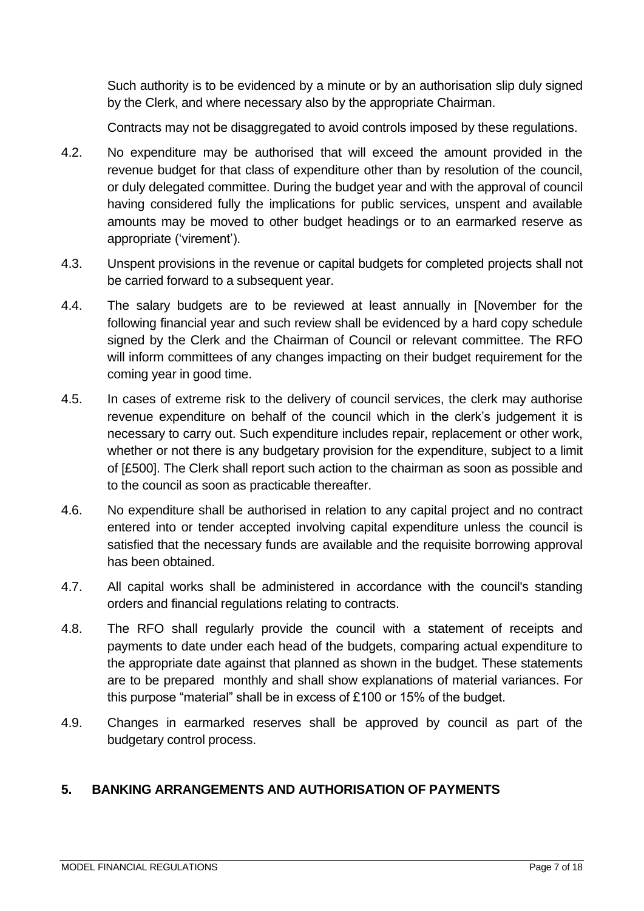Such authority is to be evidenced by a minute or by an authorisation slip duly signed by the Clerk, and where necessary also by the appropriate Chairman.

Contracts may not be disaggregated to avoid controls imposed by these regulations.

4.2. No expenditure may be authorised that will exceed the amount provided in the revenue budget for that class of expenditure other than by resolution of the council, or duly delegated committee. During the budget year and with the approval of council having considered fully the implications for public services, unspent and available amounts may be moved to other budget headings or to an earmarked reserve as appropriate ('virement').

4.3. Unspent provisions in the revenue or capital budgets for completed projects shall not be carried forward to a subsequent year.

4.4. The salary budgets are to be reviewed at least annually in [November for the following financial year and such review shall be evidenced by a hard copy schedule signed by the Clerk and the Chairman of Council or relevant committee. The RFO will inform committees of any changes impacting on their budget requirement for the coming year in good time.

4.5. In cases of extreme risk to the delivery of council services, the clerk may authorise revenue expenditure on behalf of the council which in the clerk's judgement it is necessary to carry out. Such expenditure includes repair, replacement or other work, whether or not there is any budgetary provision for the expenditure, subject to a limit of [£500]. The Clerk shall report such action to the chairman as soon as possible and to the council as soon as practicable thereafter.

4.6. No expenditure shall be authorised in relation to any capital project and no contract entered into or tender accepted involving capital expenditure unless the council is satisfied that the necessary funds are available and the requisite borrowing approval has been obtained.

4.7. All capital works shall be administered in accordance with the council's standing orders and financial regulations relating to contracts.

4.8. The RFO shall regularly provide the council with a statement of receipts and payments to date under each head of the budgets, comparing actual expenditure to the appropriate date against that planned as shown in the budget. These statements are to be prepared monthly and shall show explanations of material variances. For this purpose "material" shall be in excess of £100 or 15% of the budget.

4.9. Changes in earmarked reserves shall be approved by council as part of the budgetary control process.

## 5. BANKING ARRANGEMENTS AND AUTHORISATION OF PAYMENTS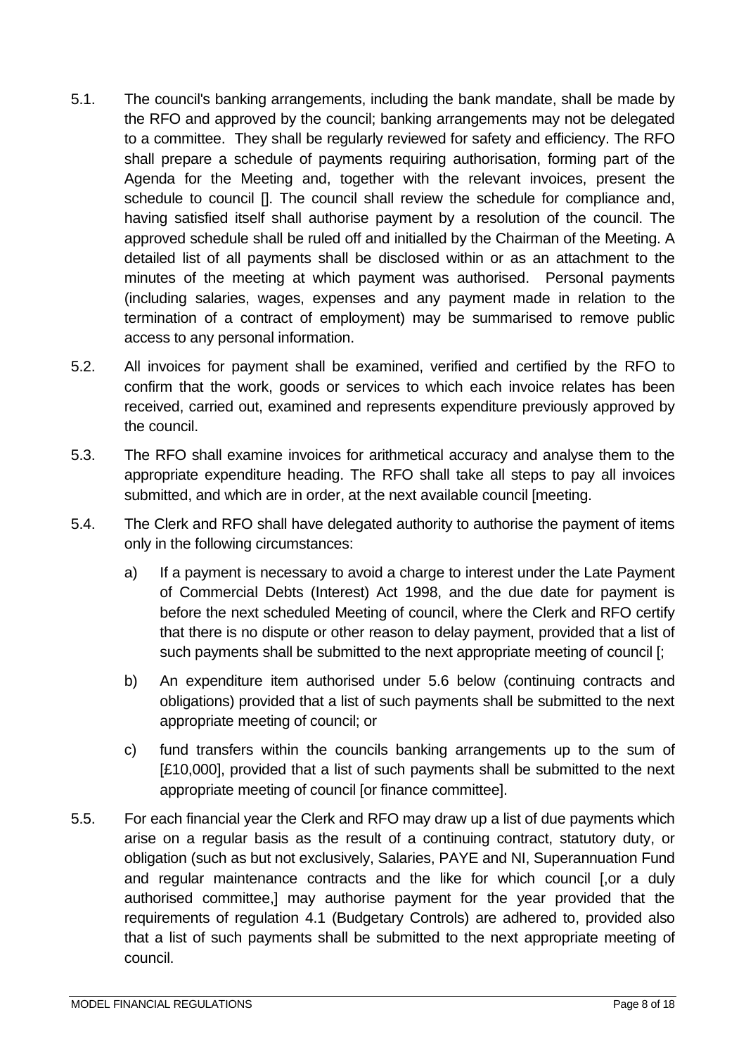5.1. The council's banking arrangements, including the bank mandate, shall be made by the RFO and approved by the council; banking arrangements may not be delegated to a committee. They shall be regularly reviewed for safety and efficiency. The RFO shall prepare a schedule of payments requiring authorisation, forming part of the Agenda for the Meeting and, together with the relevant invoices, present the schedule to council []. The council shall review the schedule for compliance and, having satisfied itself shall authorise payment by a resolution of the council. The approved schedule shall be ruled off and initialled by the Chairman of the Meeting. A detailed list of all payments shall be disclosed within or as an attachment to the minutes of the meeting at which payment was authorised. Personal payments (including salaries, wages, expenses and any payment made in relation to the termination of a contract of employment) may be summarised to remove public access to any personal information.

5.2. All invoices for payment shall be examined, verified and certified by the RFO to confirm that the work, goods or services to which each invoice relates has been received, carried out, examined and represents expenditure previously approved by the council.

5.3. The RFO shall examine invoices for arithmetical accuracy and analyse them to the appropriate expenditure heading. The RFO shall take all steps to pay all invoices submitted, and which are in order, at the next available council [meeting.

5.4. The Clerk and RFO shall have delegated authority to authorise the payment of items only in the following circumstances:

a) If a payment is necessary to avoid a charge to interest under the Late Payment of Commercial Debts (Interest) Act 1998, and the due date for payment is before the next scheduled Meeting of council, where the Clerk and RFO certify that there is no dispute or other reason to delay payment, provided that a list of such payments shall be submitted to the next appropriate meeting of council [;

b) An expenditure item authorised under 5.6 below (continuing contracts and obligations) provided that a list of such payments shall be submitted to the next appropriate meeting of council; or

c) fund transfers within the councils banking arrangements up to the sum of [£10,000], provided that a list of such payments shall be submitted to the next appropriate meeting of council [or finance committee].

5.5. For each financial year the Clerk and RFO may draw up a list of due payments which arise on a regular basis as the result of a continuing contract, statutory duty, or obligation (such as but not exclusively, Salaries, PAYE and NI, Superannuation Fund and regular maintenance contracts and the like for which council [,or a duly authorised committee,] may authorise payment for the year provided that the requirements of regulation 4.1 (Budgetary Controls) are adhered to, provided also that a list of such payments shall be submitted to the next appropriate meeting of council.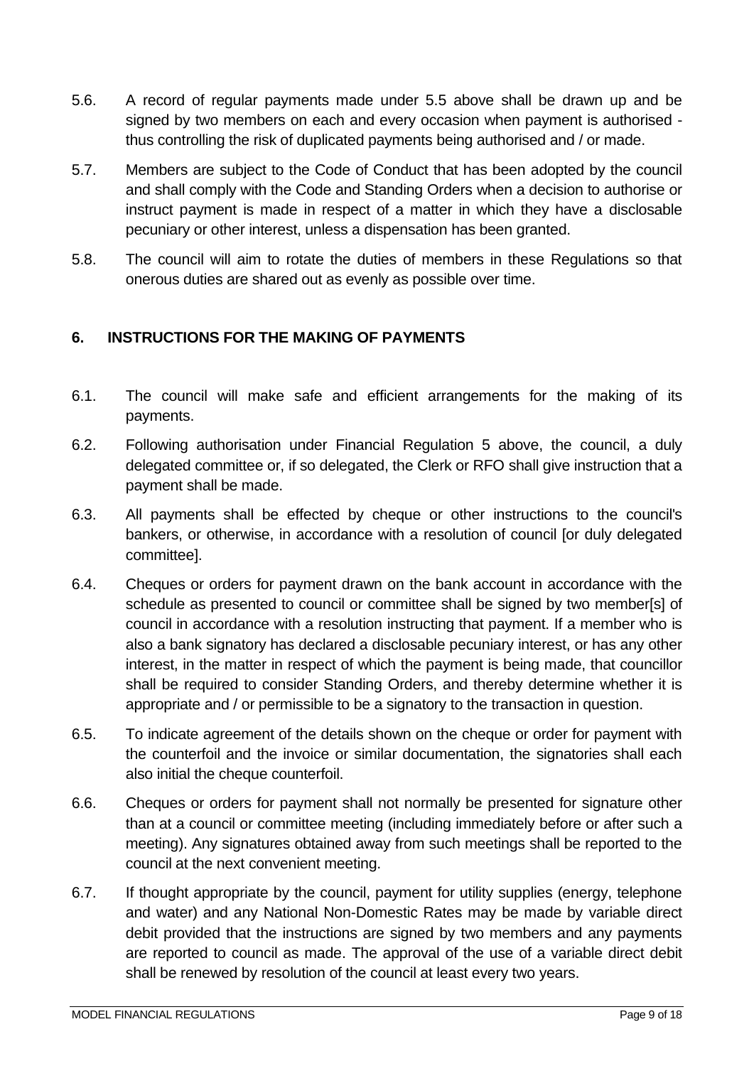5.6. A record of regular payments made under 5.5 above shall be drawn up and be signed by two members on each and every occasion when payment is authorised - thus controlling the risk of duplicated payments being authorised and / or made.

5.7. Members are subject to the Code of Conduct that has been adopted by the council and shall comply with the Code and Standing Orders when a decision to authorise or instruct payment is made in respect of a matter in which they have a disclosable pecuniary or other interest, unless a dispensation has been granted.

5.8. The council will aim to rotate the duties of members in these Regulations so that onerous duties are shared out as evenly as possible over time.

## 6. INSTRUCTIONS FOR THE MAKING OF PAYMENTS

6.1. The council will make safe and efficient arrangements for the making of its payments.

6.2. Following authorisation under Financial Regulation 5 above, the council, a duly delegated committee or, if so delegated, the Clerk or RFO shall give instruction that a payment shall be made.

6.3. All payments shall be effected by cheque or other instructions to the council's bankers, or otherwise, in accordance with a resolution of council [or duly delegated committee].

6.4. Cheques or orders for payment drawn on the bank account in accordance with the schedule as presented to council or committee shall be signed by two member[s] of council in accordance with a resolution instructing that payment. If a member who is also a bank signatory has declared a disclosable pecuniary interest, or has any other interest, in the matter in respect of which the payment is being made, that councillor shall be required to consider Standing Orders, and thereby determine whether it is appropriate and / or permissible to be a signatory to the transaction in question.

6.5. To indicate agreement of the details shown on the cheque or order for payment with the counterfoil and the invoice or similar documentation, the signatories shall each also initial the cheque counterfoil.

6.6. Cheques or orders for payment shall not normally be presented for signature other than at a council or committee meeting (including immediately before or after such a meeting). Any signatures obtained away from such meetings shall be reported to the council at the next convenient meeting.

6.7. If thought appropriate by the council, payment for utility supplies (energy, telephone and water) and any National Non-Domestic Rates may be made by variable direct debit provided that the instructions are signed by two members and any payments are reported to council as made. The approval of the use of a variable direct debit shall be renewed by resolution of the council at least every two years.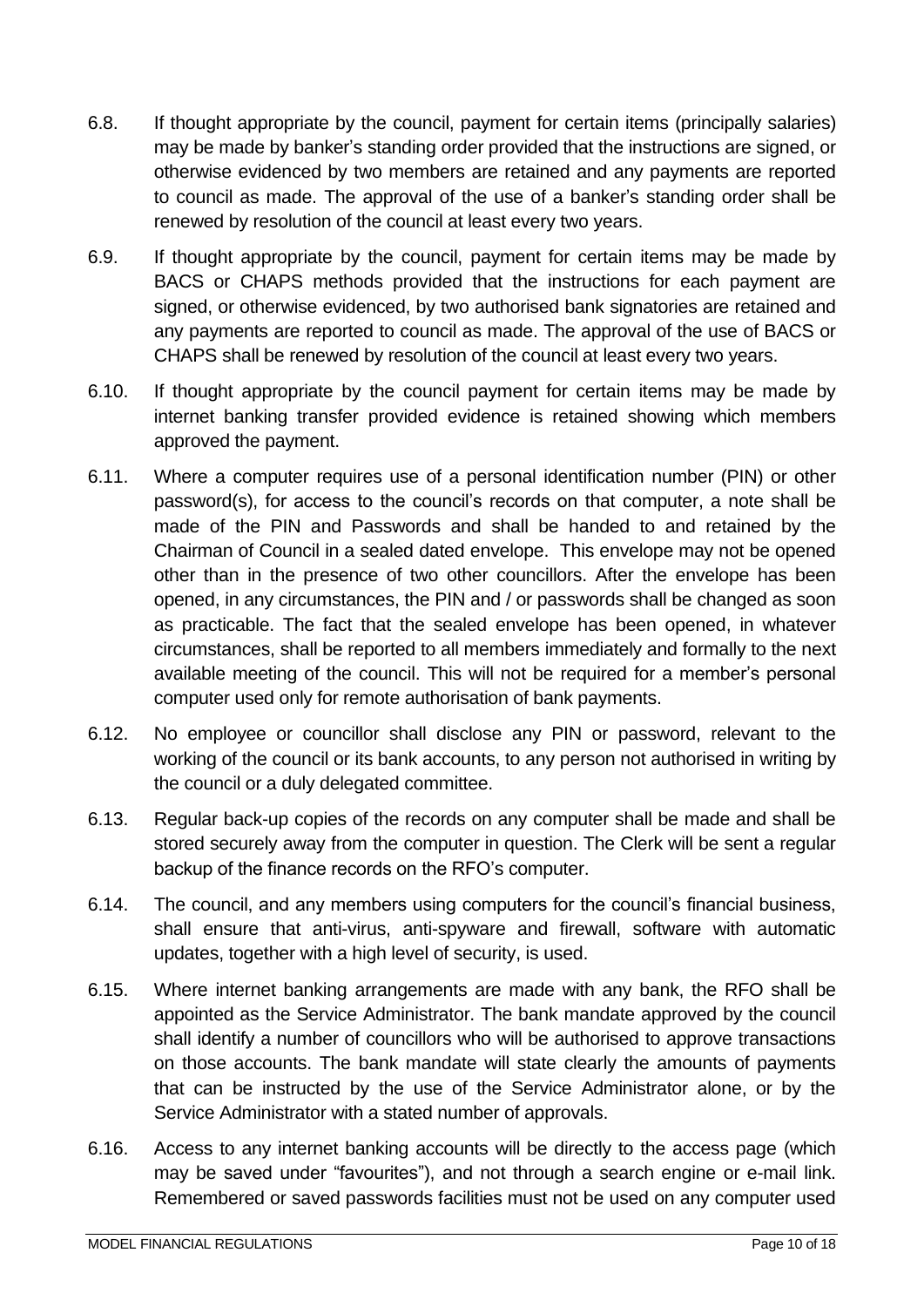6.8. If thought appropriate by the council, payment for certain items (principally salaries) may be made by banker's standing order provided that the instructions are signed, or otherwise evidenced by two members are retained and any payments are reported to council as made. The approval of the use of a banker's standing order shall be renewed by resolution of the council at least every two years.

6.9. If thought appropriate by the council, payment for certain items may be made by BACS or CHAPS methods provided that the instructions for each payment are signed, or otherwise evidenced, by two authorised bank signatories are retained and any payments are reported to council as made. The approval of the use of BACS or CHAPS shall be renewed by resolution of the council at least every two years.

6.10. If thought appropriate by the council payment for certain items may be made by internet banking transfer provided evidence is retained showing which members approved the payment.

6.11. Where a computer requires use of a personal identification number (PIN) or other password(s), for access to the council's records on that computer, a note shall be made of the PIN and Passwords and shall be handed to and retained by the Chairman of Council in a sealed dated envelope. This envelope may not be opened other than in the presence of two other councillors. After the envelope has been opened, in any circumstances, the PIN and / or passwords shall be changed as soon as practicable. The fact that the sealed envelope has been opened, in whatever circumstances, shall be reported to all members immediately and formally to the next available meeting of the council. This will not be required for a member's personal computer used only for remote authorisation of bank payments.

6.12. No employee or councillor shall disclose any PIN or password, relevant to the working of the council or its bank accounts, to any person not authorised in writing by the council or a duly delegated committee.

6.13. Regular back-up copies of the records on any computer shall be made and shall be stored securely away from the computer in question. The Clerk will be sent a regular backup of the finance records on the RFO's computer.

6.14. The council, and any members using computers for the council's financial business, shall ensure that anti-virus, anti-spyware and firewall, software with automatic updates, together with a high level of security, is used.

6.15. Where internet banking arrangements are made with any bank, the RFO shall be appointed as the Service Administrator. The bank mandate approved by the council shall identify a number of councillors who will be authorised to approve transactions on those accounts. The bank mandate will state clearly the amounts of payments that can be instructed by the use of the Service Administrator alone, or by the Service Administrator with a stated number of approvals.

6.16. Access to any internet banking accounts will be directly to the access page (which may be saved under "favourites"), and not through a search engine or e-mail link. Remembered or saved passwords facilities must not be used on any computer used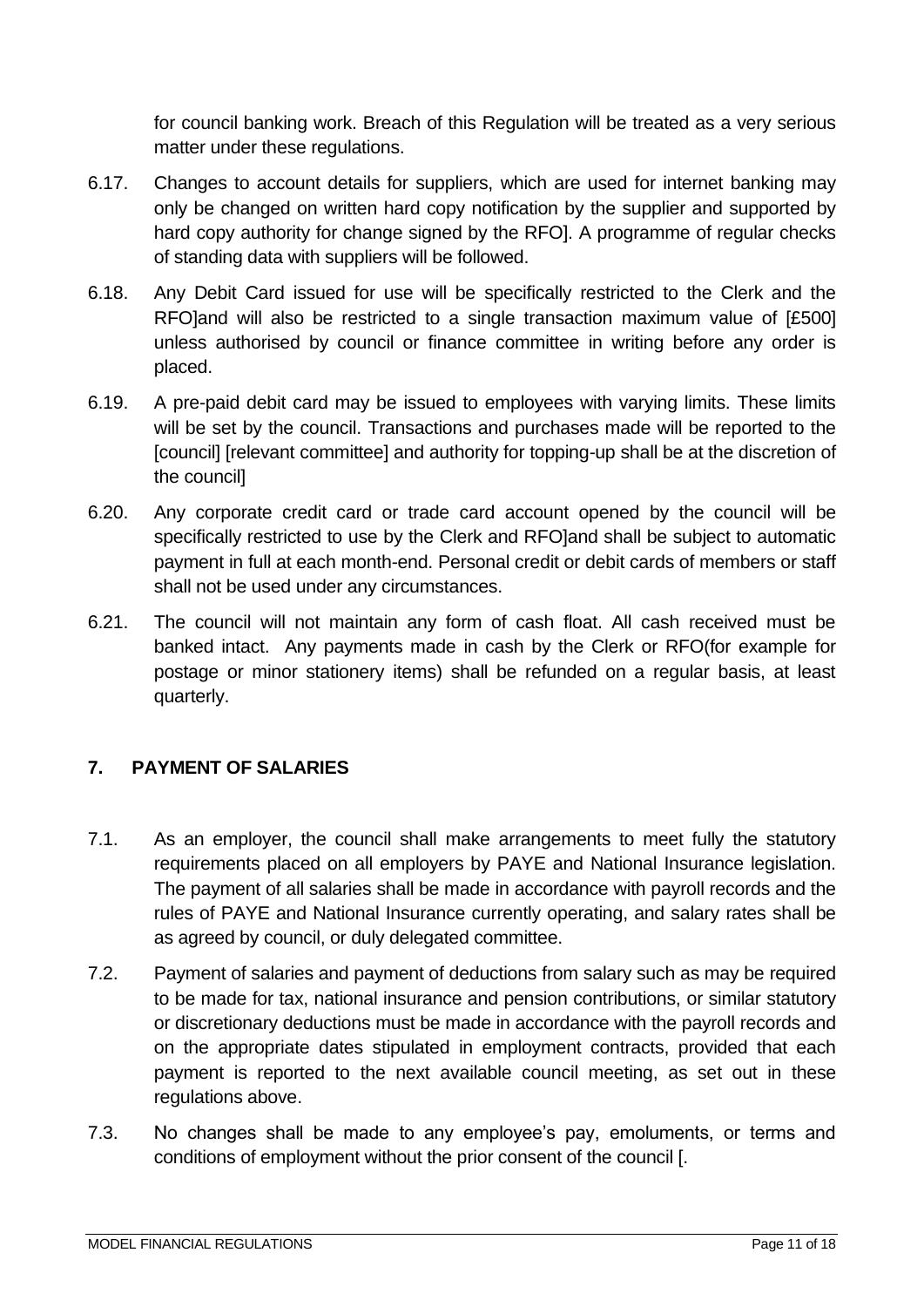for council banking work. Breach of this Regulation will be treated as a very serious matter under these regulations.

6.17. Changes to account details for suppliers, which are used for internet banking may only be changed on written hard copy notification by the supplier and supported by hard copy authority for change signed by the RFO]. A programme of regular checks of standing data with suppliers will be followed.

6.18. Any Debit Card issued for use will be specifically restricted to the Clerk and the RFO]and will also be restricted to a single transaction maximum value of [£500] unless authorised by council or finance committee in writing before any order is placed.

6.19. A pre-paid debit card may be issued to employees with varying limits. These limits will be set by the council. Transactions and purchases made will be reported to the [council] [relevant committee] and authority for topping-up shall be at the discretion of the council]

6.20. Any corporate credit card or trade card account opened by the council will be specifically restricted to use by the Clerk and RFO]and shall be subject to automatic payment in full at each month-end. Personal credit or debit cards of members or staff shall not be used under any circumstances.

6.21. The council will not maintain any form of cash float. All cash received must be banked intact. Any payments made in cash by the Clerk or RFO(for example for postage or minor stationery items) shall be refunded on a regular basis, at least quarterly.

## 7. PAYMENT OF SALARIES

7.1. As an employer, the council shall make arrangements to meet fully the statutory requirements placed on all employers by PAYE and National Insurance legislation. The payment of all salaries shall be made in accordance with payroll records and the rules of PAYE and National Insurance currently operating, and salary rates shall be as agreed by council, or duly delegated committee.

7.2. Payment of salaries and payment of deductions from salary such as may be required to be made for tax, national insurance and pension contributions, or similar statutory or discretionary deductions must be made in accordance with the payroll records and on the appropriate dates stipulated in employment contracts, provided that each payment is reported to the next available council meeting, as set out in these regulations above.

7.3. No changes shall be made to any employee's pay, emoluments, or terms and conditions of employment without the prior consent of the council [.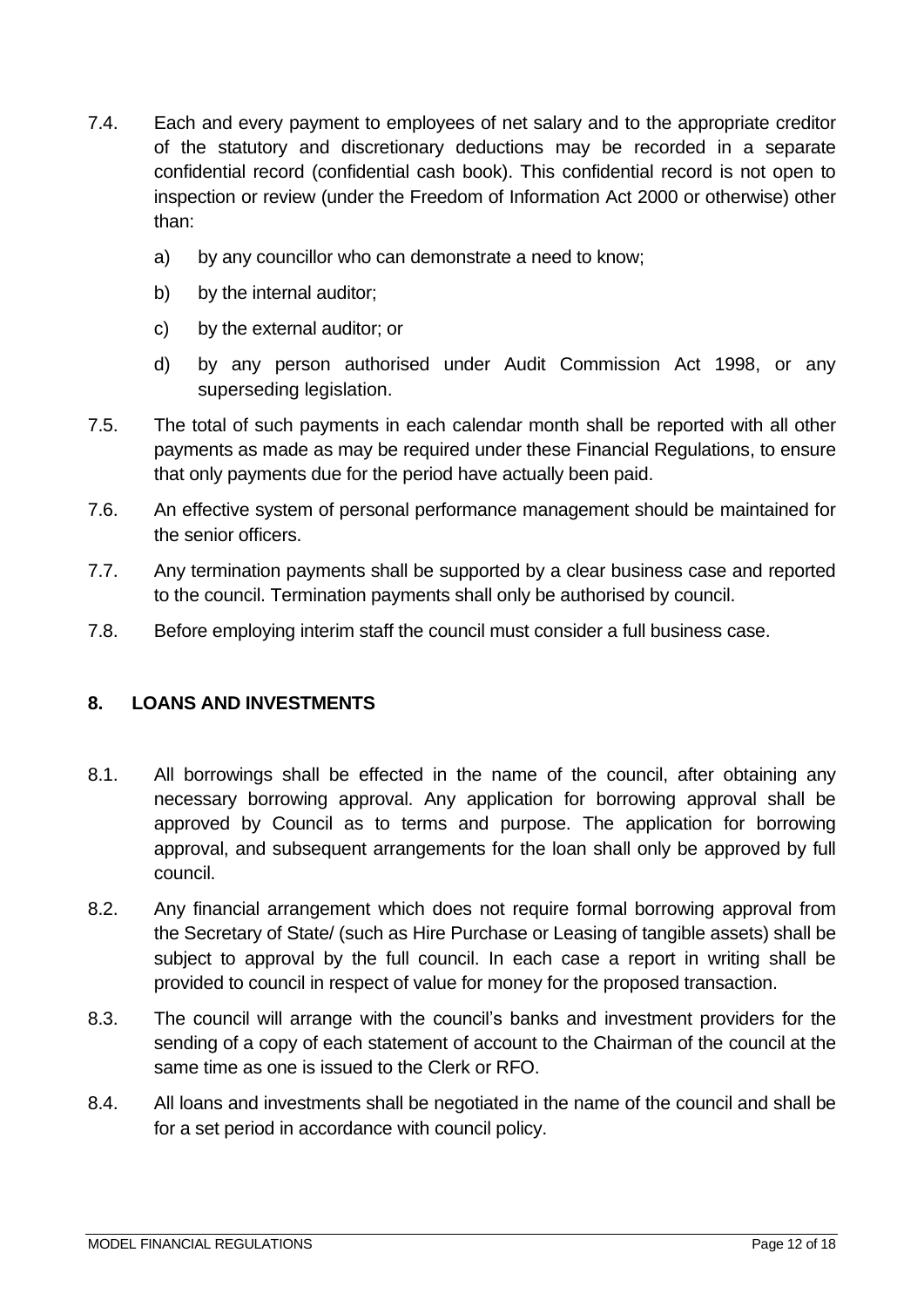7.4. Each and every payment to employees of net salary and to the appropriate creditor of the statutory and discretionary deductions may be recorded in a separate confidential record (confidential cash book). This confidential record is not open to inspection or review (under the Freedom of Information Act 2000 or otherwise) other than:

a) by any councillor who can demonstrate a need to know;

b) by the internal auditor;

c) by the external auditor; or

d) by any person authorised under Audit Commission Act 1998, or any superseding legislation.

7.5. The total of such payments in each calendar month shall be reported with all other payments as made as may be required under these Financial Regulations, to ensure that only payments due for the period have actually been paid.

7.6. An effective system of personal performance management should be maintained for the senior officers.

7.7. Any termination payments shall be supported by a clear business case and reported to the council. Termination payments shall only be authorised by council.

7.8. Before employing interim staff the council must consider a full business case.

## 8. LOANS AND INVESTMENTS

8.1. All borrowings shall be effected in the name of the council, after obtaining any necessary borrowing approval. Any application for borrowing approval shall be approved by Council as to terms and purpose. The application for borrowing approval, and subsequent arrangements for the loan shall only be approved by full council.

8.2. Any financial arrangement which does not require formal borrowing approval from the Secretary of State/ (such as Hire Purchase or Leasing of tangible assets) shall be subject to approval by the full council. In each case a report in writing shall be provided to council in respect of value for money for the proposed transaction.

8.3. The council will arrange with the council's banks and investment providers for the sending of a copy of each statement of account to the Chairman of the council at the same time as one is issued to the Clerk or RFO.

8.4. All loans and investments shall be negotiated in the name of the council and shall be for a set period in accordance with council policy.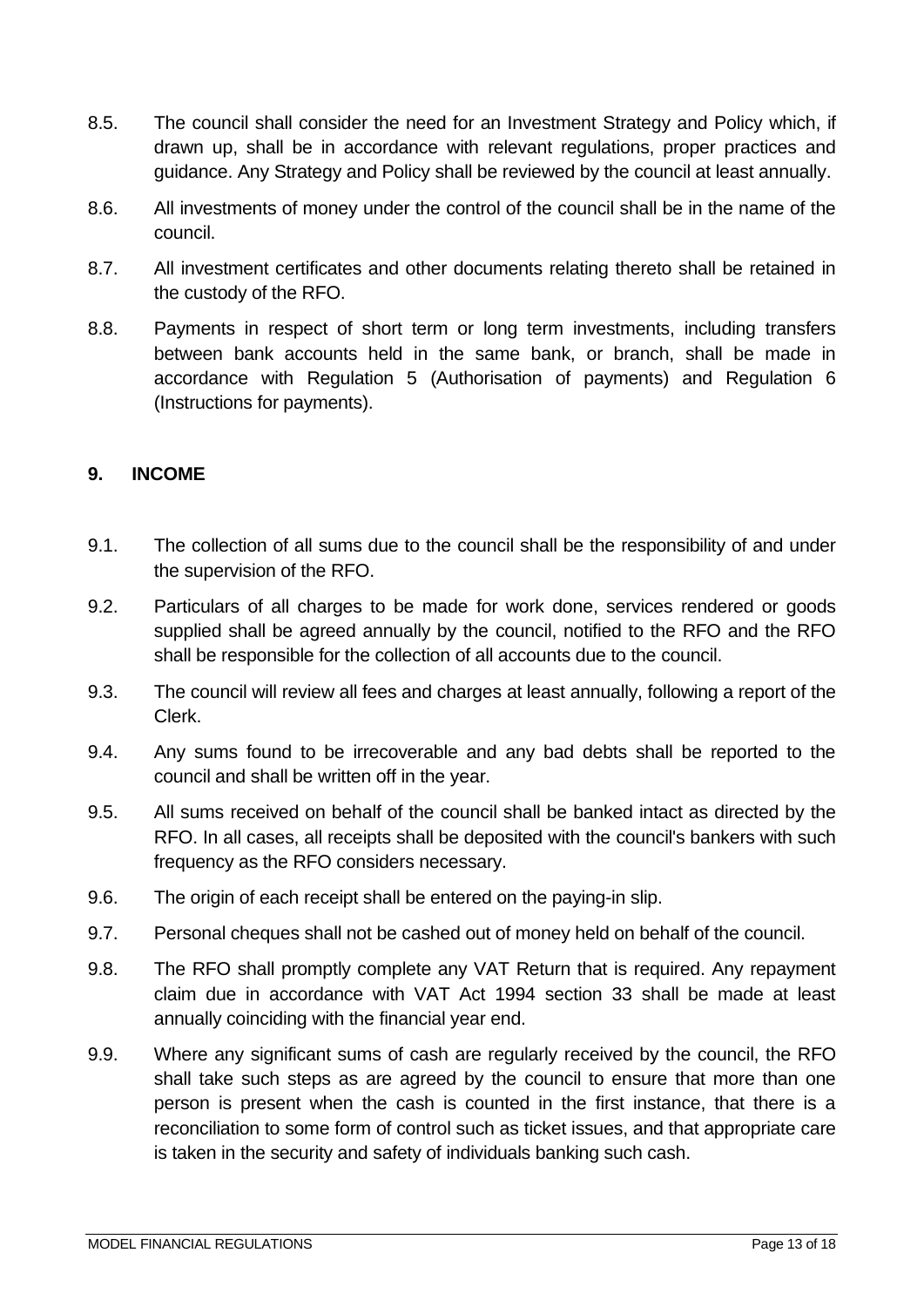8.5. The council shall consider the need for an Investment Strategy and Policy which, if drawn up, shall be in accordance with relevant regulations, proper practices and guidance. Any Strategy and Policy shall be reviewed by the council at least annually.

8.6. All investments of money under the control of the council shall be in the name of the council.

8.7. All investment certificates and other documents relating thereto shall be retained in the custody of the RFO.

8.8. Payments in respect of short term or long term investments, including transfers between bank accounts held in the same bank, or branch, shall be made in accordance with Regulation 5 (Authorisation of payments) and Regulation 6 (Instructions for payments).

## 9. INCOME

9.1. The collection of all sums due to the council shall be the responsibility of and under the supervision of the RFO.

9.2. Particulars of all charges to be made for work done, services rendered or goods supplied shall be agreed annually by the council, notified to the RFO and the RFO shall be responsible for the collection of all accounts due to the council.

9.3. The council will review all fees and charges at least annually, following a report of the Clerk.

9.4. Any sums found to be irrecoverable and any bad debts shall be reported to the council and shall be written off in the year.

9.5. All sums received on behalf of the council shall be banked intact as directed by the RFO. In all cases, all receipts shall be deposited with the council's bankers with such frequency as the RFO considers necessary.

9.6. The origin of each receipt shall be entered on the paying-in slip.

9.7. Personal cheques shall not be cashed out of money held on behalf of the council.

9.8. The RFO shall promptly complete any VAT Return that is required. Any repayment claim due in accordance with VAT Act 1994 section 33 shall be made at least annually coinciding with the financial year end.

9.9. Where any significant sums of cash are regularly received by the council, the RFO shall take such steps as are agreed by the council to ensure that more than one person is present when the cash is counted in the first instance, that there is a reconciliation to some form of control such as ticket issues, and that appropriate care is taken in the security and safety of individuals banking such cash.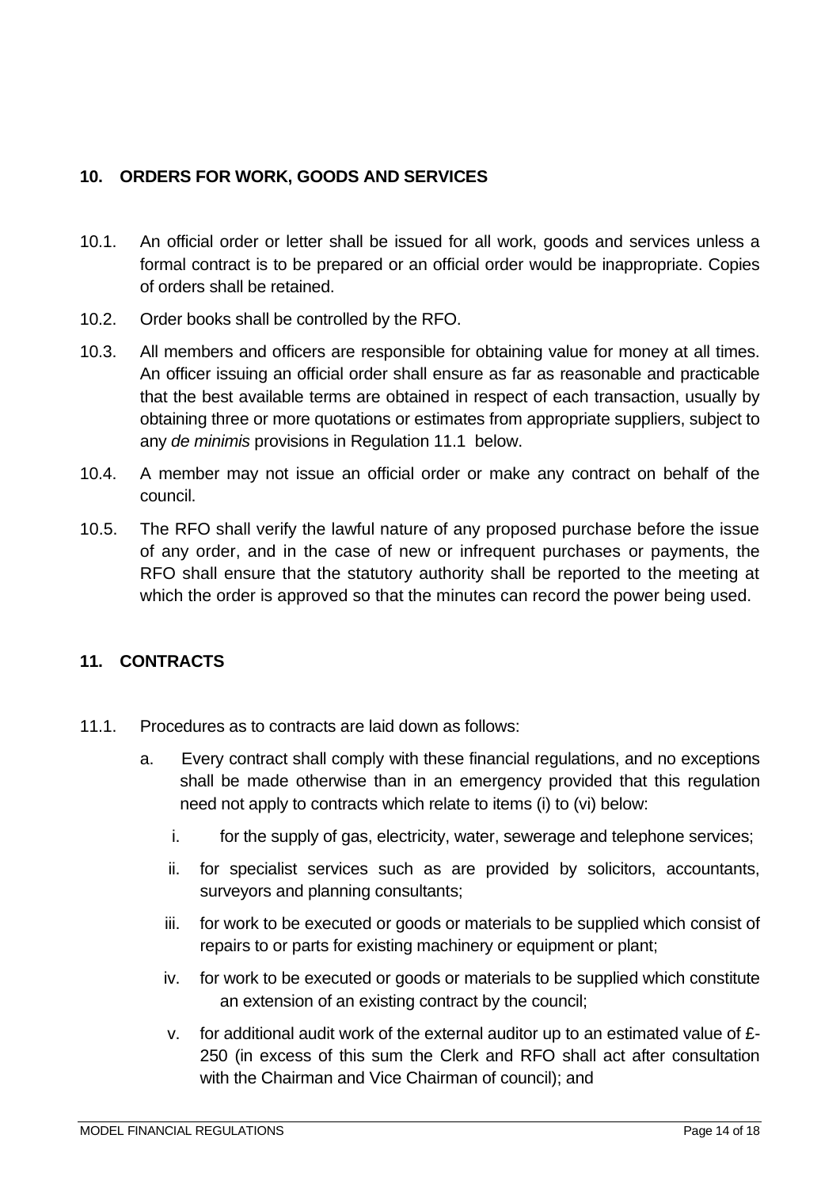## 10. ORDERS FOR WORK, GOODS AND SERVICES

10.1. An official order or letter shall be issued for all work, goods and services unless a formal contract is to be prepared or an official order would be inappropriate. Copies of orders shall be retained.

10.2. Order books shall be controlled by the RFO.

10.3. All members and officers are responsible for obtaining value for money at all times. An officer issuing an official order shall ensure as far as reasonable and practicable that the best available terms are obtained in respect of each transaction, usually by obtaining three or more quotations or estimates from appropriate suppliers, subject to any *de minimis* provisions in Regulation 11.1 below.

10.4. A member may not issue an official order or make any contract on behalf of the council.

10.5. The RFO shall verify the lawful nature of any proposed purchase before the issue of any order, and in the case of new or infrequent purchases or payments, the RFO shall ensure that the statutory authority shall be reported to the meeting at which the order is approved so that the minutes can record the power being used.

## 11. CONTRACTS

11.1. Procedures as to contracts are laid down as follows:

a. Every contract shall comply with these financial regulations, and no exceptions shall be made otherwise than in an emergency provided that this regulation need not apply to contracts which relate to items (i) to (vi) below:

   i. for the supply of gas, electricity, water, sewerage and telephone services;

   ii. for specialist services such as are provided by solicitors, accountants, surveyors and planning consultants;

   iii. for work to be executed or goods or materials to be supplied which consist of repairs to or parts for existing machinery or equipment or plant;

   iv. for work to be executed or goods or materials to be supplied which constitute an extension of an existing contract by the council;

   v. for additional audit work of the external auditor up to an estimated value of £-250 (in excess of this sum the Clerk and RFO shall act after consultation with the Chairman and Vice Chairman of council); and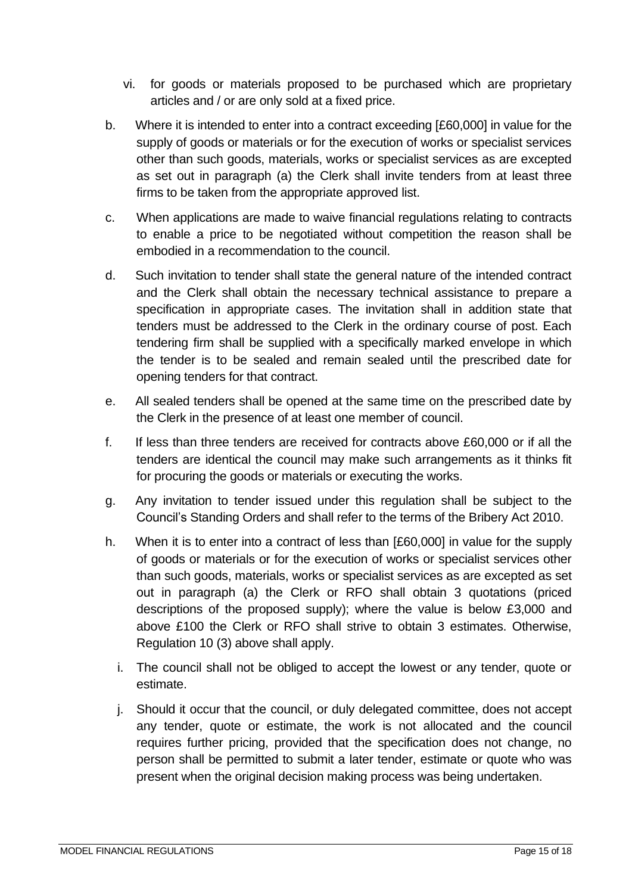vi. for goods or materials proposed to be purchased which are proprietary articles and / or are only sold at a fixed price.

b. Where it is intended to enter into a contract exceeding [£60,000] in value for the supply of goods or materials or for the execution of works or specialist services other than such goods, materials, works or specialist services as are excepted as set out in paragraph (a) the Clerk shall invite tenders from at least three firms to be taken from the appropriate approved list.

c. When applications are made to waive financial regulations relating to contracts to enable a price to be negotiated without competition the reason shall be embodied in a recommendation to the council.

d. Such invitation to tender shall state the general nature of the intended contract and the Clerk shall obtain the necessary technical assistance to prepare a specification in appropriate cases. The invitation shall in addition state that tenders must be addressed to the Clerk in the ordinary course of post. Each tendering firm shall be supplied with a specifically marked envelope in which the tender is to be sealed and remain sealed until the prescribed date for opening tenders for that contract.

e. All sealed tenders shall be opened at the same time on the prescribed date by the Clerk in the presence of at least one member of council.

f. If less than three tenders are received for contracts above £60,000 or if all the tenders are identical the council may make such arrangements as it thinks fit for procuring the goods or materials or executing the works.

g. Any invitation to tender issued under this regulation shall be subject to the Council's Standing Orders and shall refer to the terms of the Bribery Act 2010.

h. When it is to enter into a contract of less than [£60,000] in value for the supply of goods or materials or for the execution of works or specialist services other than such goods, materials, works or specialist services as are excepted as set out in paragraph (a) the Clerk or RFO shall obtain 3 quotations (priced descriptions of the proposed supply); where the value is below £3,000 and above £100 the Clerk or RFO shall strive to obtain 3 estimates. Otherwise, Regulation 10 (3) above shall apply.

i. The council shall not be obliged to accept the lowest or any tender, quote or estimate.

j. Should it occur that the council, or duly delegated committee, does not accept any tender, quote or estimate, the work is not allocated and the council requires further pricing, provided that the specification does not change, no person shall be permitted to submit a later tender, estimate or quote who was present when the original decision making process was being undertaken.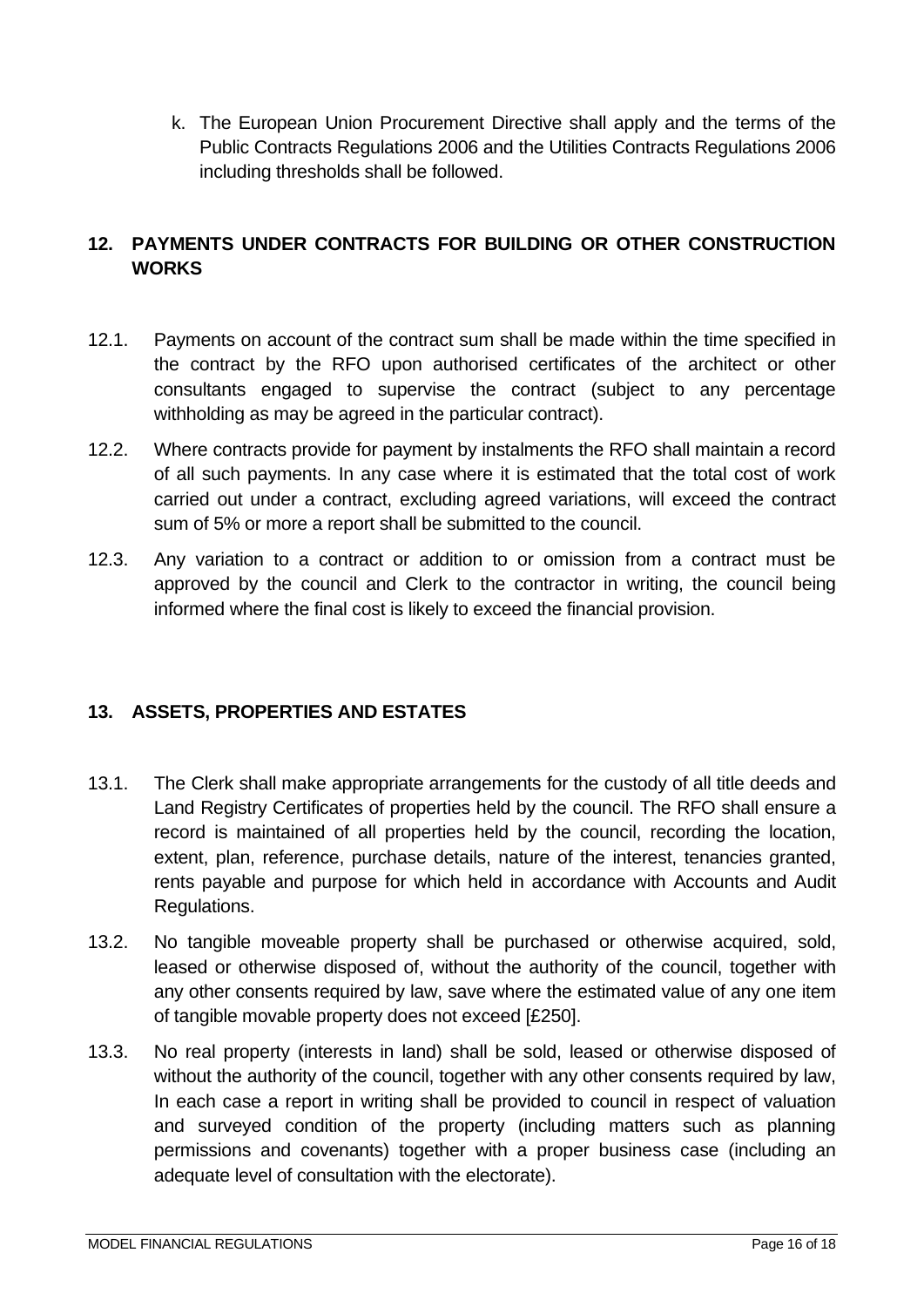k. The European Union Procurement Directive shall apply and the terms of the Public Contracts Regulations 2006 and the Utilities Contracts Regulations 2006 including thresholds shall be followed.

## 12. PAYMENTS UNDER CONTRACTS FOR BUILDING OR OTHER CONSTRUCTION WORKS

12.1. Payments on account of the contract sum shall be made within the time specified in the contract by the RFO upon authorised certificates of the architect or other consultants engaged to supervise the contract (subject to any percentage withholding as may be agreed in the particular contract).

12.2. Where contracts provide for payment by instalments the RFO shall maintain a record of all such payments. In any case where it is estimated that the total cost of work carried out under a contract, excluding agreed variations, will exceed the contract sum of 5% or more a report shall be submitted to the council.

12.3. Any variation to a contract or addition to or omission from a contract must be approved by the council and Clerk to the contractor in writing, the council being informed where the final cost is likely to exceed the financial provision.

## 13. ASSETS, PROPERTIES AND ESTATES

13.1. The Clerk shall make appropriate arrangements for the custody of all title deeds and Land Registry Certificates of properties held by the council. The RFO shall ensure a record is maintained of all properties held by the council, recording the location, extent, plan, reference, purchase details, nature of the interest, tenancies granted, rents payable and purpose for which held in accordance with Accounts and Audit Regulations.

13.2. No tangible moveable property shall be purchased or otherwise acquired, sold, leased or otherwise disposed of, without the authority of the council, together with any other consents required by law, save where the estimated value of any one item of tangible movable property does not exceed [£250].

13.3. No real property (interests in land) shall be sold, leased or otherwise disposed of without the authority of the council, together with any other consents required by law, In each case a report in writing shall be provided to council in respect of valuation and surveyed condition of the property (including matters such as planning permissions and covenants) together with a proper business case (including an adequate level of consultation with the electorate).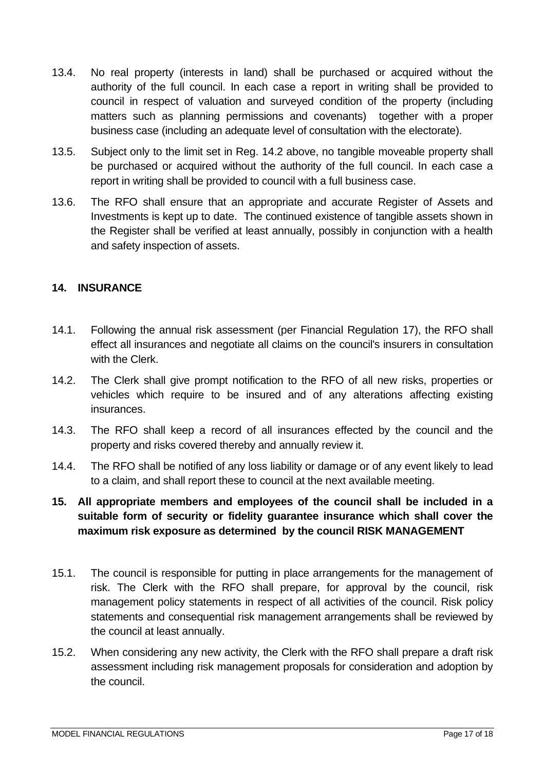13.4. No real property (interests in land) shall be purchased or acquired without the authority of the full council. In each case a report in writing shall be provided to council in respect of valuation and surveyed condition of the property (including matters such as planning permissions and covenants) together with a proper business case (including an adequate level of consultation with the electorate).

13.5. Subject only to the limit set in Reg. 14.2 above, no tangible moveable property shall be purchased or acquired without the authority of the full council. In each case a report in writing shall be provided to council with a full business case.

13.6. The RFO shall ensure that an appropriate and accurate Register of Assets and Investments is kept up to date. The continued existence of tangible assets shown in the Register shall be verified at least annually, possibly in conjunction with a health and safety inspection of assets.

## 14. INSURANCE

14.1. Following the annual risk assessment (per Financial Regulation 17), the RFO shall effect all insurances and negotiate all claims on the council's insurers in consultation with the Clerk.

14.2. The Clerk shall give prompt notification to the RFO of all new risks, properties or vehicles which require to be insured and of any alterations affecting existing insurances.

14.3. The RFO shall keep a record of all insurances effected by the council and the property and risks covered thereby and annually review it.

14.4. The RFO shall be notified of any loss liability or damage or of any event likely to lead to a claim, and shall report these to council at the next available meeting.

## 15. All appropriate members and employees of the council shall be included in a suitable form of security or fidelity guarantee insurance which shall cover the maximum risk exposure as determined by the council RISK MANAGEMENT

15.1. The council is responsible for putting in place arrangements for the management of risk. The Clerk with the RFO shall prepare, for approval by the council, risk management policy statements in respect of all activities of the council. Risk policy statements and consequential risk management arrangements shall be reviewed by the council at least annually.

15.2. When considering any new activity, the Clerk with the RFO shall prepare a draft risk assessment including risk management proposals for consideration and adoption by the council.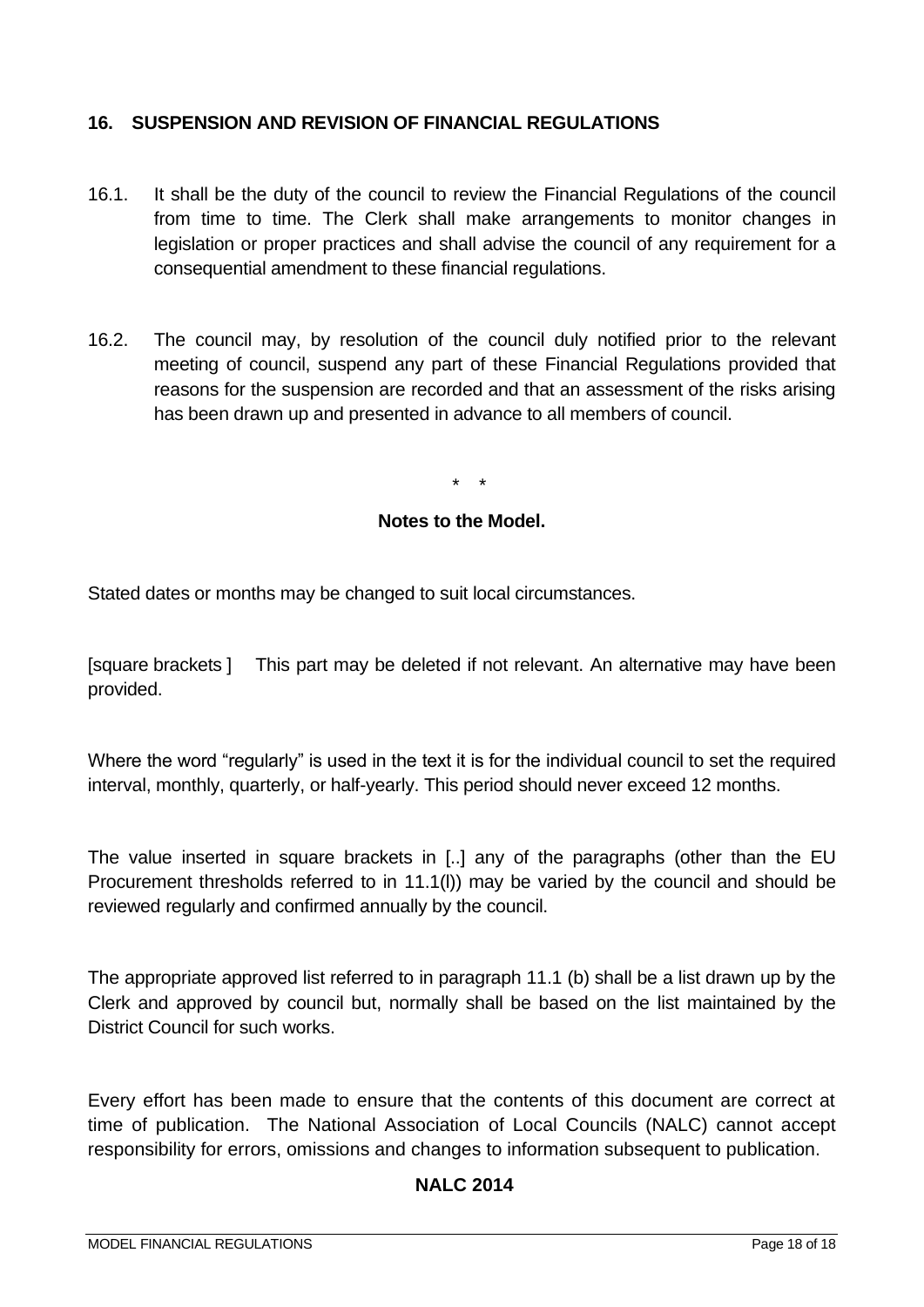## 16. SUSPENSION AND REVISION OF FINANCIAL REGULATIONS

16.1. It shall be the duty of the council to review the Financial Regulations of the council from time to time. The Clerk shall make arrangements to monitor changes in legislation or proper practices and shall advise the council of any requirement for a consequential amendment to these financial regulations.

16.2. The council may, by resolution of the council duly notified prior to the relevant meeting of council, suspend any part of these Financial Regulations provided that reasons for the suspension are recorded and that an assessment of the risks arising has been drawn up and presented in advance to all members of council.

\* \*

**Notes to the Model.**

Stated dates or months may be changed to suit local circumstances.

[square brackets ] This part may be deleted if not relevant. An alternative may have been provided.

Where the word "regularly" is used in the text it is for the individual council to set the required interval, monthly, quarterly, or half-yearly. This period should never exceed 12 months.

The value inserted in square brackets in [..] any of the paragraphs (other than the EU Procurement thresholds referred to in 11.1(l)) may be varied by the council and should be reviewed regularly and confirmed annually by the council.

The appropriate approved list referred to in paragraph 11.1 (b) shall be a list drawn up by the Clerk and approved by council but, normally shall be based on the list maintained by the District Council for such works.

Every effort has been made to ensure that the contents of this document are correct at time of publication. The National Association of Local Councils (NALC) cannot accept responsibility for errors, omissions and changes to information subsequent to publication.

**NALC 2014**